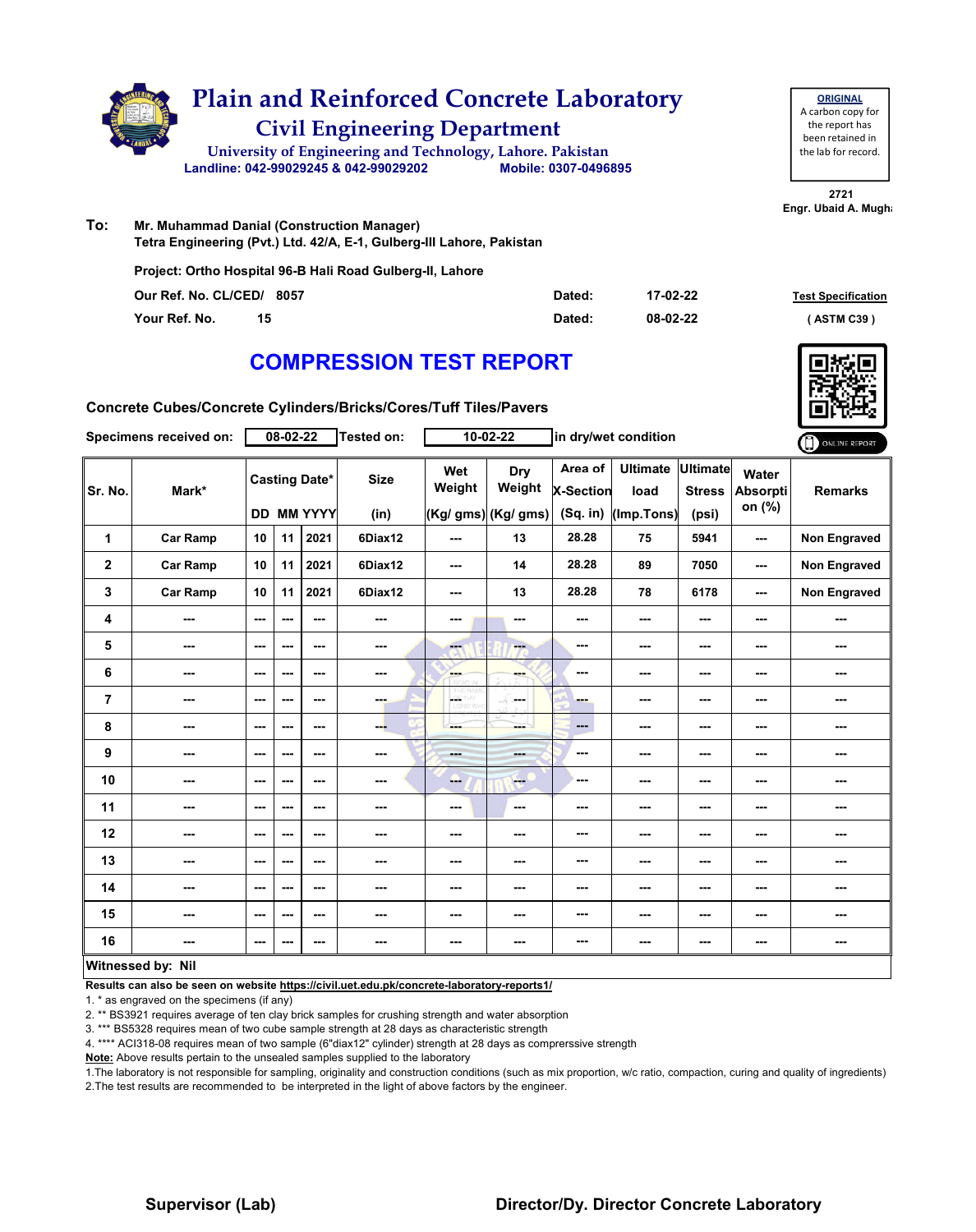# Plain and Reinforced Concrete Laboratory

## Civil Engineering Department

University of Engineering and Technology, Lahore. Pakistan

Landline: 042-99029245 & 042-99029202     Mobile: 0307-0496895

**ORIGINAL**
A carbon copy for the report has been retained in the lab for record.

2721
Engr. Ubaid A. Mugh

**To:** Mr. Muhammad Danial (Construction Manager)
Tetra Engineering (Pvt.) Ltd. 42/A, E-1, Gulberg-III Lahore, Pakistan

Project: Ortho Hospital 96-B Hali Road Gulberg-II, Lahore

Our Ref. No. CL/CED/ 8057     Dated: 17-02-22

Your Ref. No. 15     Dated: 08-02-22

Test Specification (ASTM C39)

## COMPRESSION TEST REPORT

Concrete Cubes/Concrete Cylinders/Bricks/Cores/Tuff Tiles/Pavers

Specimens received on: 08-02-22   Tested on: 10-02-22   in dry/wet condition

| Sr. No. | Mark* | Casting Date* | | | Size | Wet Weight | Dry Weight | Area of X-Section | Ultimate load | Ultimate Stress | Water Absorption (%) | Remarks |
|---|---|---|---|---|---|---|---|---|---|---|---|---|
| | | DD | MM | YYYY | (in) | (Kg/ gms) | (Kg/ gms) | (Sq. in) | (Imp.Tons) | (psi) | | |
| 1 | Car Ramp | 10 | 11 | 2021 | 6Diax12 | --- | 13 | 28.28 | 75 | 5941 | --- | Non Engraved |
| 2 | Car Ramp | 10 | 11 | 2021 | 6Diax12 | --- | 14 | 28.28 | 89 | 7050 | --- | Non Engraved |
| 3 | Car Ramp | 10 | 11 | 2021 | 6Diax12 | --- | 13 | 28.28 | 78 | 6178 | --- | Non Engraved |
| 4 | --- | --- | --- | --- | --- | --- | --- | --- | --- | --- | --- | --- |
| 5 | --- | --- | --- | --- | --- | --- | --- | --- | --- | --- | --- | --- |
| 6 | --- | --- | --- | --- | --- | --- | --- | --- | --- | --- | --- | --- |
| 7 | --- | --- | --- | --- | --- | --- | --- | --- | --- | --- | --- | --- |
| 8 | --- | --- | --- | --- | --- | --- | --- | --- | --- | --- | --- | --- |
| 9 | --- | --- | --- | --- | --- | --- | --- | --- | --- | --- | --- | --- |
| 10 | --- | --- | --- | --- | --- | --- | --- | --- | --- | --- | --- | --- |
| 11 | --- | --- | --- | --- | --- | --- | --- | --- | --- | --- | --- | --- |
| 12 | --- | --- | --- | --- | --- | --- | --- | --- | --- | --- | --- | --- |
| 13 | --- | --- | --- | --- | --- | --- | --- | --- | --- | --- | --- | --- |
| 14 | --- | --- | --- | --- | --- | --- | --- | --- | --- | --- | --- | --- |
| 15 | --- | --- | --- | --- | --- | --- | --- | --- | --- | --- | --- | --- |
| 16 | --- | --- | --- | --- | --- | --- | --- | --- | --- | --- | --- | --- |

**Witnessed by: Nil**

**Results can also be seen on website https://civil.uet.edu.pk/concrete-laboratory-reports1/**

1. * as engraved on the specimens (if any)
2. ** BS3921 requires average of ten clay brick samples for crushing strength and water absorption
3. *** BS5328 requires mean of two cube sample strength at 28 days as characteristic strength
4. **** ACI318-08 requires mean of two sample (6"diax12" cylinder) strength at 28 days as comprerssive strength

**Note:** Above results pertain to the unsealed samples supplied to the laboratory

1. The laboratory is not responsible for sampling, originality and construction conditions (such as mix proportion, w/c ratio, compaction, curing and quality of ingredients)
2. The test results are recommended to be interpreted in the light of above factors by the engineer.

**Supervisor (Lab)**     **Director/Dy. Director Concrete Laboratory**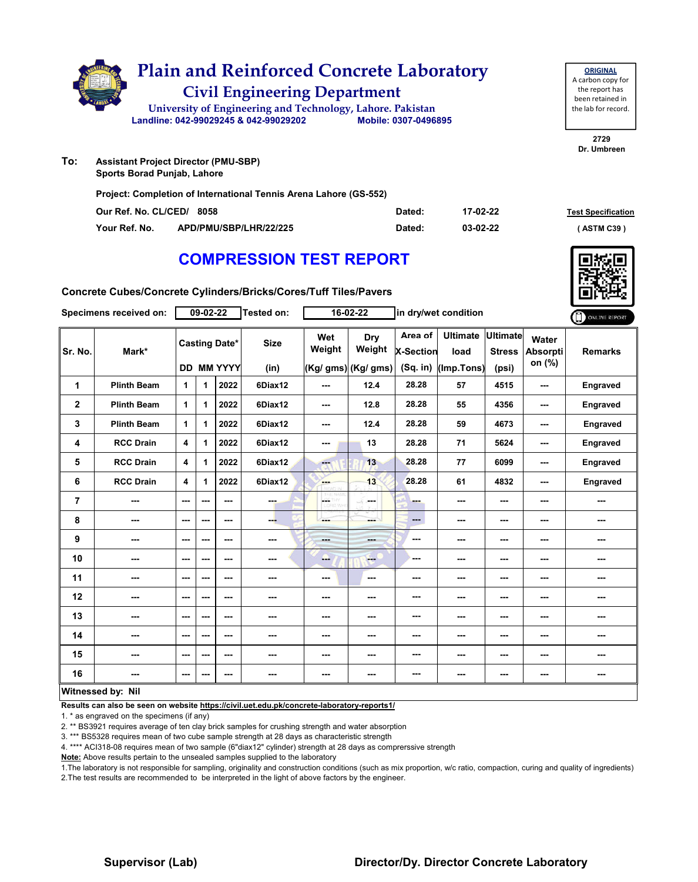# Plain and Reinforced Concrete Laboratory

## Civil Engineering Department

University of Engineering and Technology, Lahore. Pakistan

Landline: 042-99029245 & 042-99029202 Mobile: 0307-0496895

**ORIGINAL**
A carbon copy for the report has been retained in the lab for record.

2729
Dr. Umbreen

**To:** Assistant Project Director (PMU-SBP)
Sports Borad Punjab, Lahore

Project: Completion of International Tennis Arena Lahore (GS-552)

Our Ref. No. CL/CED/ 8058 Dated: 17-02-22

Your Ref. No. APD/PMU/SBP/LHR/22/225 Dated: 03-02-22

Test Specification ( ASTM C39 )

# COMPRESSION TEST REPORT

Concrete Cubes/Concrete Cylinders/Bricks/Cores/Tuff Tiles/Pavers

Specimens received on: 09-02-22 Tested on: 16-02-22 in dry/wet condition

| Sr. No. | Mark* | Casting Date* DD | MM | YYYY | Size (in) | Wet Weight (Kg/ gms) | Dry Weight (Kg/ gms) | Area of X-Section (Sq. in) | Ultimate load (Imp.Tons) | Ultimate Stress (psi) | Water Absorption (%) | Remarks |
|---|---|---|---|---|---|---|---|---|---|---|---|---|
| 1 | Plinth Beam | 1 | 1 | 2022 | 6Diax12 | --- | 12.4 | 28.28 | 57 | 4515 | --- | Engraved |
| 2 | Plinth Beam | 1 | 1 | 2022 | 6Diax12 | --- | 12.8 | 28.28 | 55 | 4356 | --- | Engraved |
| 3 | Plinth Beam | 1 | 1 | 2022 | 6Diax12 | --- | 12.4 | 28.28 | 59 | 4673 | --- | Engraved |
| 4 | RCC Drain | 4 | 1 | 2022 | 6Diax12 | --- | 13 | 28.28 | 71 | 5624 | --- | Engraved |
| 5 | RCC Drain | 4 | 1 | 2022 | 6Diax12 | --- | 13 | 28.28 | 77 | 6099 | --- | Engraved |
| 6 | RCC Drain | 4 | 1 | 2022 | 6Diax12 | --- | 13 | 28.28 | 61 | 4832 | --- | Engraved |
| 7 | --- | --- | --- | --- | --- | --- | --- | --- | --- | --- | --- | --- |
| 8 | --- | --- | --- | --- | --- | --- | --- | --- | --- | --- | --- | --- |
| 9 | --- | --- | --- | --- | --- | --- | --- | --- | --- | --- | --- | --- |
| 10 | --- | --- | --- | --- | --- | --- | --- | --- | --- | --- | --- | --- |
| 11 | --- | --- | --- | --- | --- | --- | --- | --- | --- | --- | --- | --- |
| 12 | --- | --- | --- | --- | --- | --- | --- | --- | --- | --- | --- | --- |
| 13 | --- | --- | --- | --- | --- | --- | --- | --- | --- | --- | --- | --- |
| 14 | --- | --- | --- | --- | --- | --- | --- | --- | --- | --- | --- | --- |
| 15 | --- | --- | --- | --- | --- | --- | --- | --- | --- | --- | --- | --- |
| 16 | --- | --- | --- | --- | --- | --- | --- | --- | --- | --- | --- | --- |

**Witnessed by: Nil**

**Results can also be seen on website https://civil.uet.edu.pk/concrete-laboratory-reports1/**

1. * as engraved on the specimens (if any)
2. ** BS3921 requires average of ten clay brick samples for crushing strength and water absorption
3. *** BS5328 requires mean of two cube sample strength at 28 days as characteristic strength
4. **** ACI318-08 requires mean of two sample (6"diax12" cylinder) strength at 28 days as comprerssive strength

**Note:** Above results pertain to the unsealed samples supplied to the laboratory

1. The laboratory is not responsible for sampling, originality and construction conditions (such as mix proportion, w/c ratio, compaction, curing and quality of ingredients)
2. The test results are recommended to be interpreted in the light of above factors by the engineer.

**Supervisor (Lab)** **Director/Dy. Director Concrete Laboratory**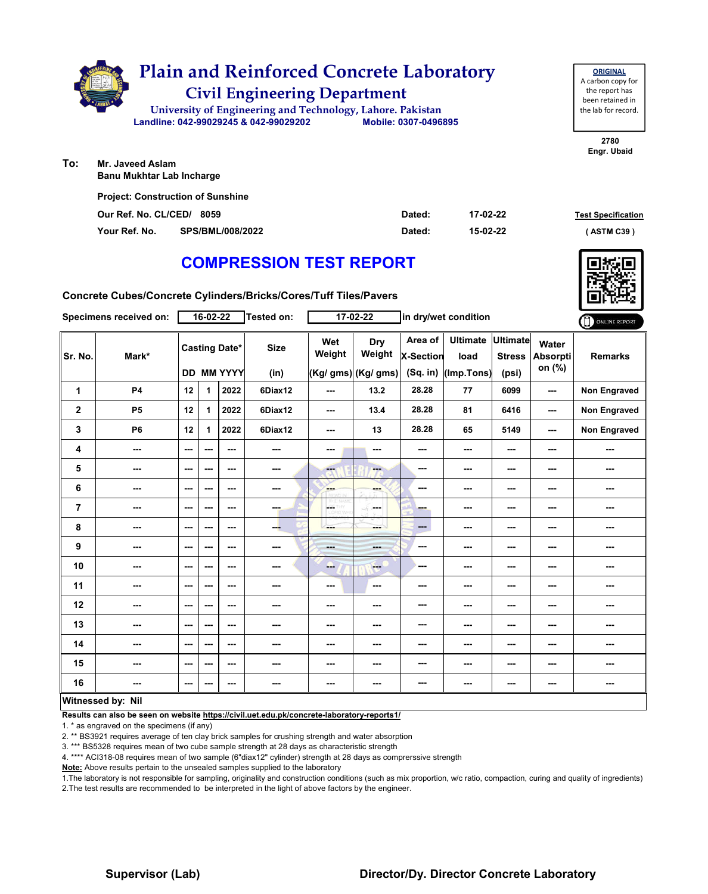# Plain and Reinforced Concrete Laboratory

## Civil Engineering Department

University of Engineering and Technology, Lahore. Pakistan

Landline: 042-99029245 & 042-99029202 Mobile: 0307-0496895

**ORIGINAL**
A carbon copy for the report has been retained in the lab for record.

2780
Engr. Ubaid

**To:** Mr. Javeed Aslam
Banu Mukhtar Lab Incharge

Project: Construction of Sunshine

Our Ref. No. CL/CED/ 8059 Dated: 17-02-22

Your Ref. No. SPS/BML/008/2022 Dated: 15-02-22

**Test Specification** ( ASTM C39 )

# COMPRESSION TEST REPORT

**Concrete Cubes/Concrete Cylinders/Bricks/Cores/Tuff Tiles/Pavers**

Specimens received on: 16-02-22 Tested on: 17-02-22 in dry/wet condition

| Sr. No. | Mark* | Casting Date* | | | Size | Wet Weight | Dry Weight | Area of X-Section | Ultimate load | Ultimate Stress | Water Absorption (%) | Remarks |
|---|---|---|---|---|---|---|---|---|---|---|---|---|
| | | DD | MM | YYYY | (in) | (Kg/ gms) | (Kg/ gms) | (Sq. in) | (Imp.Tons) | (psi) | | |
| 1 | P4 | 12 | 1 | 2022 | 6Diax12 | --- | 13.2 | 28.28 | 77 | 6099 | --- | Non Engraved |
| 2 | P5 | 12 | 1 | 2022 | 6Diax12 | --- | 13.4 | 28.28 | 81 | 6416 | --- | Non Engraved |
| 3 | P6 | 12 | 1 | 2022 | 6Diax12 | --- | 13 | 28.28 | 65 | 5149 | --- | Non Engraved |
| 4 | --- | --- | --- | --- | --- | --- | --- | --- | --- | --- | --- | --- |
| 5 | --- | --- | --- | --- | --- | --- | --- | --- | --- | --- | --- | --- |
| 6 | --- | --- | --- | --- | --- | --- | --- | --- | --- | --- | --- | --- |
| 7 | --- | --- | --- | --- | --- | --- | --- | --- | --- | --- | --- | --- |
| 8 | --- | --- | --- | --- | --- | --- | --- | --- | --- | --- | --- | --- |
| 9 | --- | --- | --- | --- | --- | --- | --- | --- | --- | --- | --- | --- |
| 10 | --- | --- | --- | --- | --- | --- | --- | --- | --- | --- | --- | --- |
| 11 | --- | --- | --- | --- | --- | --- | --- | --- | --- | --- | --- | --- |
| 12 | --- | --- | --- | --- | --- | --- | --- | --- | --- | --- | --- | --- |
| 13 | --- | --- | --- | --- | --- | --- | --- | --- | --- | --- | --- | --- |
| 14 | --- | --- | --- | --- | --- | --- | --- | --- | --- | --- | --- | --- |
| 15 | --- | --- | --- | --- | --- | --- | --- | --- | --- | --- | --- | --- |
| 16 | --- | --- | --- | --- | --- | --- | --- | --- | --- | --- | --- | --- |

**Witnessed by: Nil**

**Results can also be seen on website https://civil.uet.edu.pk/concrete-laboratory-reports1/**

1. * as engraved on the specimens (if any)
2. ** BS3921 requires average of ten clay brick samples for crushing strength and water absorption
3. *** BS5328 requires mean of two cube sample strength at 28 days as characteristic strength
4. **** ACI318-08 requires mean of two sample (6"diax12" cylinder) strength at 28 days as comprerssive strength

**Note:** Above results pertain to the unsealed samples supplied to the laboratory

1.The laboratory is not responsible for sampling, originality and construction conditions (such as mix proportion, w/c ratio, compaction, curing and quality of ingredients)
2.The test results are recommended to be interpreted in the light of above factors by the engineer.

**Supervisor (Lab)** **Director/Dy. Director Concrete Laboratory**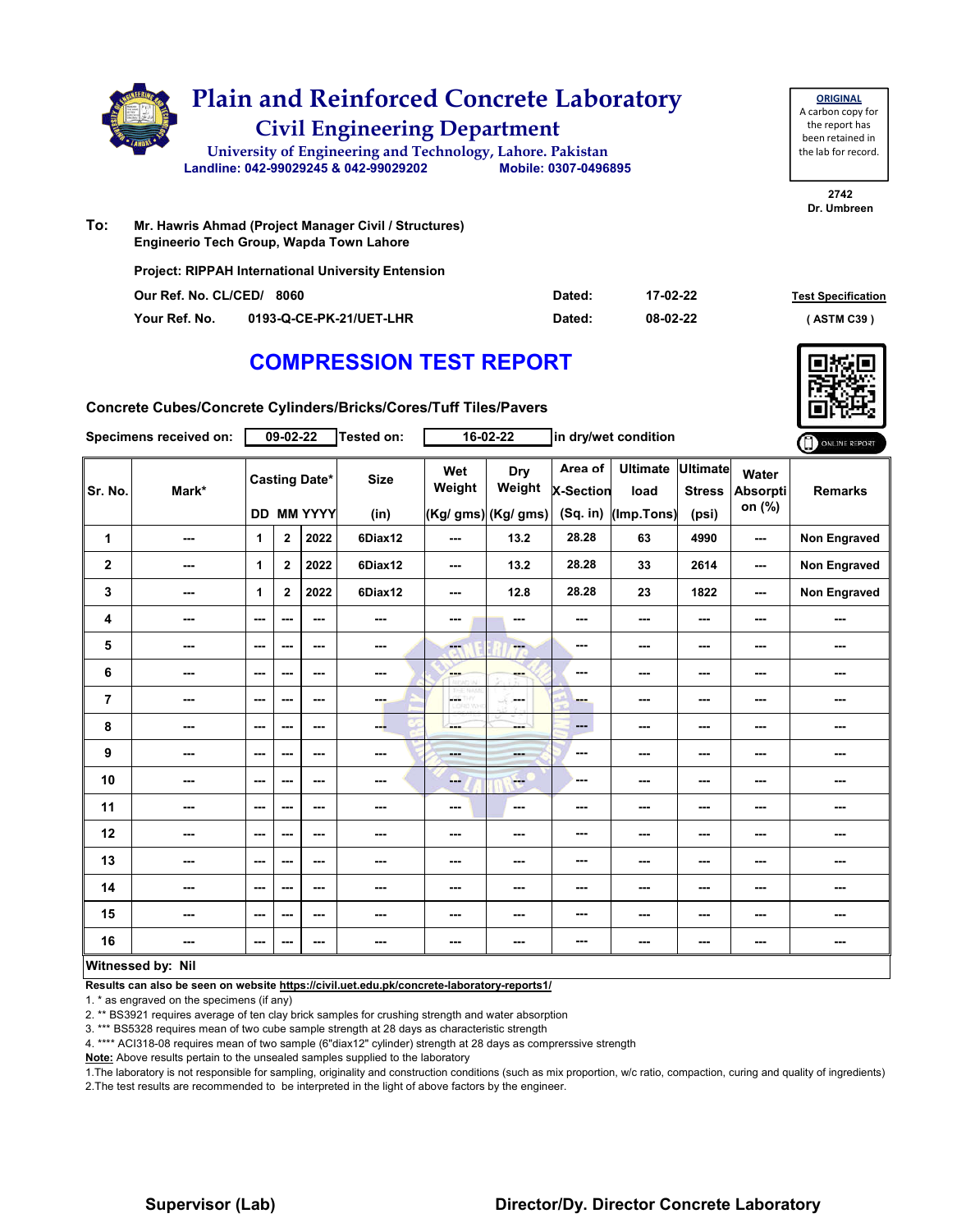# Plain and Reinforced Concrete Laboratory

## Civil Engineering Department

University of Engineering and Technology, Lahore. Pakistan

Landline: 042-99029245 & 042-99029202 Mobile: 0307-0496895

**ORIGINAL**
A carbon copy for the report has been retained in the lab for record.

2742
Dr. Umbreen

**To:** Mr. Hawris Ahmad (Project Manager Civil / Structures)
Engineerio Tech Group, Wapda Town Lahore

Project: RIPPAH International University Entension

Our Ref. No. CL/CED/ 8060 Dated: 17-02-22

Your Ref. No. 0193-Q-CE-PK-21/UET-LHR Dated: 08-02-22

Test Specification ( ASTM C39 )

# COMPRESSION TEST REPORT

Concrete Cubes/Concrete Cylinders/Bricks/Cores/Tuff Tiles/Pavers

Specimens received on: 09-02-22 Tested on: 16-02-22 in dry/wet condition

| Sr. No. | Mark* | Casting Date* DD | MM | YYYY | Size (in) | Wet Weight (Kg/ gms) | Dry Weight (Kg/ gms) | Area of X-Section (Sq. in) | Ultimate load (Imp.Tons) | Ultimate Stress (psi) | Water Absorption (%) | Remarks |
|---|---|---|---|---|---|---|---|---|---|---|---|---|
| 1 | --- | 1 | 2 | 2022 | 6Diax12 | --- | 13.2 | 28.28 | 63 | 4990 | --- | Non Engraved |
| 2 | --- | 1 | 2 | 2022 | 6Diax12 | --- | 13.2 | 28.28 | 33 | 2614 | --- | Non Engraved |
| 3 | --- | 1 | 2 | 2022 | 6Diax12 | --- | 12.8 | 28.28 | 23 | 1822 | --- | Non Engraved |
| 4 | --- | --- | --- | --- | --- | --- | --- | --- | --- | --- | --- | --- |
| 5 | --- | --- | --- | --- | --- | --- | --- | --- | --- | --- | --- | --- |
| 6 | --- | --- | --- | --- | --- | --- | --- | --- | --- | --- | --- | --- |
| 7 | --- | --- | --- | --- | --- | --- | --- | --- | --- | --- | --- | --- |
| 8 | --- | --- | --- | --- | --- | --- | --- | --- | --- | --- | --- | --- |
| 9 | --- | --- | --- | --- | --- | --- | --- | --- | --- | --- | --- | --- |
| 10 | --- | --- | --- | --- | --- | --- | --- | --- | --- | --- | --- | --- |
| 11 | --- | --- | --- | --- | --- | --- | --- | --- | --- | --- | --- | --- |
| 12 | --- | --- | --- | --- | --- | --- | --- | --- | --- | --- | --- | --- |
| 13 | --- | --- | --- | --- | --- | --- | --- | --- | --- | --- | --- | --- |
| 14 | --- | --- | --- | --- | --- | --- | --- | --- | --- | --- | --- | --- |
| 15 | --- | --- | --- | --- | --- | --- | --- | --- | --- | --- | --- | --- |
| 16 | --- | --- | --- | --- | --- | --- | --- | --- | --- | --- | --- | --- |

**Witnessed by: Nil**

**Results can also be seen on website https://civil.uet.edu.pk/concrete-laboratory-reports1/**

1. * as engraved on the specimens (if any)
2. ** BS3921 requires average of ten clay brick samples for crushing strength and water absorption
3. *** BS5328 requires mean of two cube sample strength at 28 days as characteristic strength
4. **** ACI318-08 requires mean of two sample (6"diax12" cylinder) strength at 28 days as comprerssive strength

**Note:** Above results pertain to the unsealed samples supplied to the laboratory

1.The laboratory is not responsible for sampling, originality and construction conditions (such as mix proportion, w/c ratio, compaction, curing and quality of ingredients)
2.The test results are recommended to be interpreted in the light of above factors by the engineer.

**Supervisor (Lab)** **Director/Dy. Director Concrete Laboratory**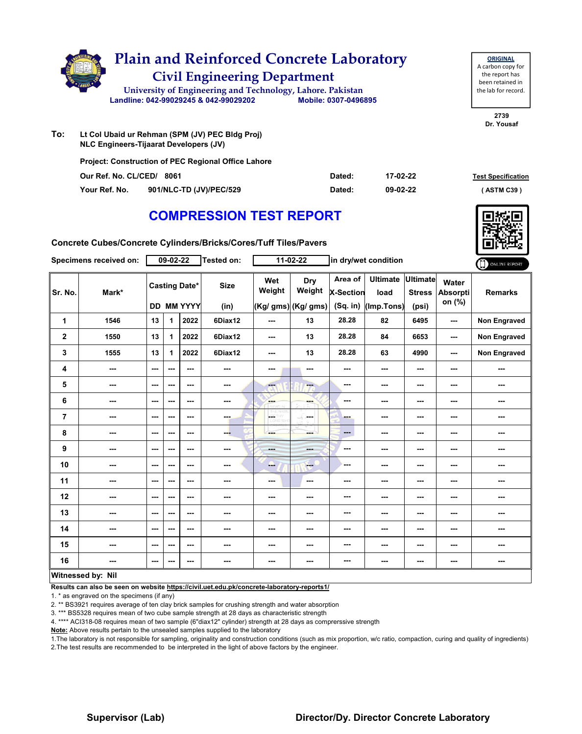# Plain and Reinforced Concrete Laboratory

## Civil Engineering Department

University of Engineering and Technology, Lahore. Pakistan

Landline: 042-99029245 & 042-99029202 Mobile: 0307-0496895

**ORIGINAL**
A carbon copy for the report has been retained in the lab for record.

2739
Dr. Yousaf

**To:** Lt Col Ubaid ur Rehman (SPM (JV) PEC Bldg Proj)
NLC Engineers-Tijaarat Developers (JV)

Project: Construction of PEC Regional Office Lahore

Our Ref. No. CL/CED/ 8061 Dated: 17-02-22

Your Ref. No. 901/NLC-TD (JV)/PEC/529 Dated: 09-02-22

Test Specification ( ASTM C39 )

## COMPRESSION TEST REPORT

Concrete Cubes/Concrete Cylinders/Bricks/Cores/Tuff Tiles/Pavers

Specimens received on: 09-02-22 Tested on: 11-02-22 in dry/wet condition

ONLINE REPORT

| Sr. No. | Mark* | Casting Date* | | | Size | Wet Weight | Dry Weight | Area of X-Section | Ultimate load | Ultimate Stress | Water Absorption (%) | Remarks |
|---|---|---|---|---|---|---|---|---|---|---|---|---|
| | | DD | MM | YYYY | (in) | (Kg/ gms) | (Kg/ gms) | (Sq. in) | (Imp.Tons) | (psi) | | |
| 1 | 1546 | 13 | 1 | 2022 | 6Diax12 | --- | 13 | 28.28 | 82 | 6495 | --- | Non Engraved |
| 2 | 1550 | 13 | 1 | 2022 | 6Diax12 | --- | 13 | 28.28 | 84 | 6653 | --- | Non Engraved |
| 3 | 1555 | 13 | 1 | 2022 | 6Diax12 | --- | 13 | 28.28 | 63 | 4990 | --- | Non Engraved |
| 4 | --- | --- | --- | --- | --- | --- | --- | --- | --- | --- | --- | --- |
| 5 | --- | --- | --- | --- | --- | --- | --- | --- | --- | --- | --- | --- |
| 6 | --- | --- | --- | --- | --- | --- | --- | --- | --- | --- | --- | --- |
| 7 | --- | --- | --- | --- | --- | --- | --- | --- | --- | --- | --- | --- |
| 8 | --- | --- | --- | --- | --- | --- | --- | --- | --- | --- | --- | --- |
| 9 | --- | --- | --- | --- | --- | --- | --- | --- | --- | --- | --- | --- |
| 10 | --- | --- | --- | --- | --- | --- | --- | --- | --- | --- | --- | --- |
| 11 | --- | --- | --- | --- | --- | --- | --- | --- | --- | --- | --- | --- |
| 12 | --- | --- | --- | --- | --- | --- | --- | --- | --- | --- | --- | --- |
| 13 | --- | --- | --- | --- | --- | --- | --- | --- | --- | --- | --- | --- |
| 14 | --- | --- | --- | --- | --- | --- | --- | --- | --- | --- | --- | --- |
| 15 | --- | --- | --- | --- | --- | --- | --- | --- | --- | --- | --- | --- |
| 16 | --- | --- | --- | --- | --- | --- | --- | --- | --- | --- | --- | --- |

**Witnessed by: Nil**

**Results can also be seen on website https://civil.uet.edu.pk/concrete-laboratory-reports1/**

1. * as engraved on the specimens (if any)
2. ** BS3921 requires average of ten clay brick samples for crushing strength and water absorption
3. *** BS5328 requires mean of two cube sample strength at 28 days as characteristic strength
4. **** ACI318-08 requires mean of two sample (6"diax12" cylinder) strength at 28 days as comprerssive strength

**Note:** Above results pertain to the unsealed samples supplied to the laboratory

1.The laboratory is not responsible for sampling, originality and construction conditions (such as mix proportion, w/c ratio, compaction, curing and quality of ingredients)
2.The test results are recommended to be interpreted in the light of above factors by the engineer.

**Supervisor (Lab)** **Director/Dy. Director Concrete Laboratory**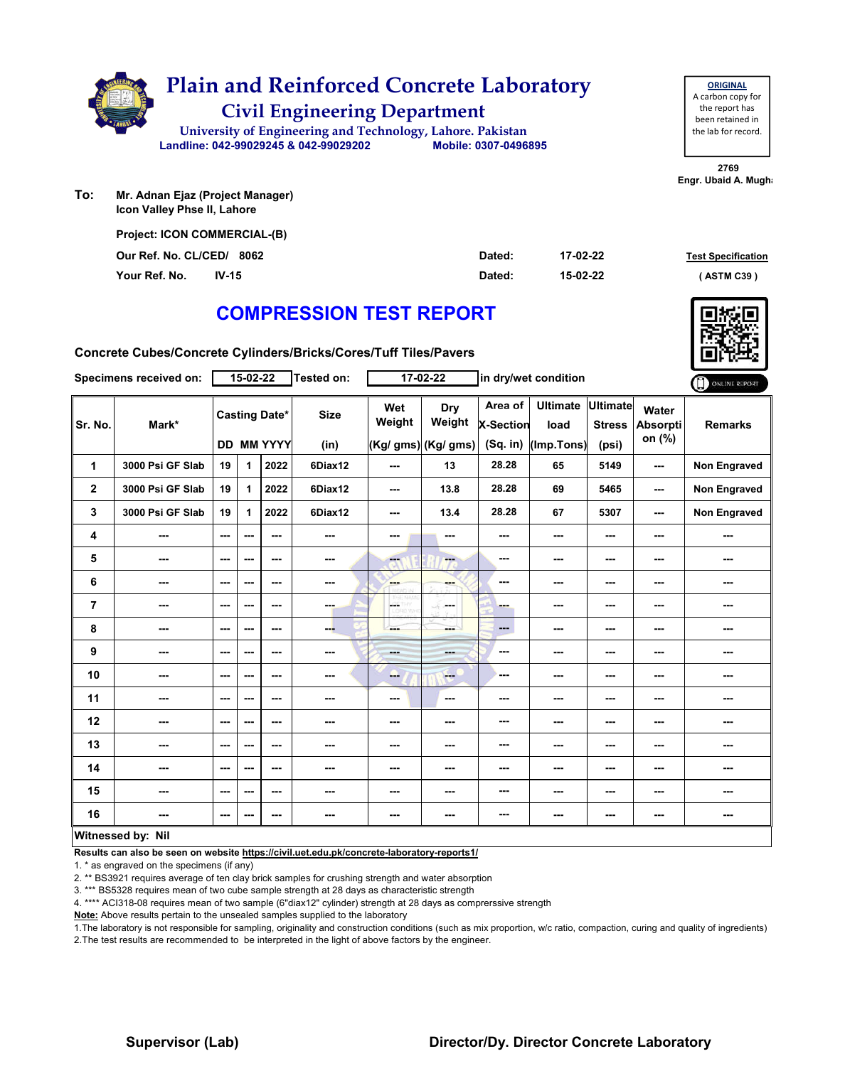# Plain and Reinforced Concrete Laboratory

## Civil Engineering Department

University of Engineering and Technology, Lahore. Pakistan

Landline: 042-99029245 & 042-99029202 Mobile: 0307-0496895

**ORIGINAL**
A carbon copy for the report has been retained in the lab for record.

2769
Engr. Ubaid A. Mughal

**To:** Mr. Adnan Ejaz (Project Manager)
Icon Valley Phse II, Lahore

Project: ICON COMMERCIAL-(B)

Our Ref. No. CL/CED/ 8062 Dated: 17-02-22

Your Ref. No. IV-15 Dated: 15-02-22

Test Specification (ASTM C39)

# COMPRESSION TEST REPORT

**Concrete Cubes/Concrete Cylinders/Bricks/Cores/Tuff Tiles/Pavers**

Specimens received on: 15-02-22 Tested on: 17-02-22 in dry/wet condition

| Sr. No. | Mark* | Casting Date* | | | Size | Wet Weight | Dry Weight | Area of X-Section | Ultimate load | Ultimate Stress | Water Absorption (%) | Remarks |
|---|---|---|---|---|---|---|---|---|---|---|---|---|
| | | DD | MM | YYYY | (in) | (Kg/ gms) | (Kg/ gms) | (Sq. in) | (Imp.Tons) | (psi) | | |
| 1 | 3000 Psi GF Slab | 19 | 1 | 2022 | 6Diax12 | --- | 13 | 28.28 | 65 | 5149 | --- | Non Engraved |
| 2 | 3000 Psi GF Slab | 19 | 1 | 2022 | 6Diax12 | --- | 13.8 | 28.28 | 69 | 5465 | --- | Non Engraved |
| 3 | 3000 Psi GF Slab | 19 | 1 | 2022 | 6Diax12 | --- | 13.4 | 28.28 | 67 | 5307 | --- | Non Engraved |
| 4 | --- | --- | --- | --- | --- | --- | --- | --- | --- | --- | --- | --- |
| 5 | --- | --- | --- | --- | --- | --- | --- | --- | --- | --- | --- | --- |
| 6 | --- | --- | --- | --- | --- | --- | --- | --- | --- | --- | --- | --- |
| 7 | --- | --- | --- | --- | --- | --- | --- | --- | --- | --- | --- | --- |
| 8 | --- | --- | --- | --- | --- | --- | --- | --- | --- | --- | --- | --- |
| 9 | --- | --- | --- | --- | --- | --- | --- | --- | --- | --- | --- | --- |
| 10 | --- | --- | --- | --- | --- | --- | --- | --- | --- | --- | --- | --- |
| 11 | --- | --- | --- | --- | --- | --- | --- | --- | --- | --- | --- | --- |
| 12 | --- | --- | --- | --- | --- | --- | --- | --- | --- | --- | --- | --- |
| 13 | --- | --- | --- | --- | --- | --- | --- | --- | --- | --- | --- | --- |
| 14 | --- | --- | --- | --- | --- | --- | --- | --- | --- | --- | --- | --- |
| 15 | --- | --- | --- | --- | --- | --- | --- | --- | --- | --- | --- | --- |
| 16 | --- | --- | --- | --- | --- | --- | --- | --- | --- | --- | --- | --- |

**Witnessed by: Nil**

**Results can also be seen on website https://civil.uet.edu.pk/concrete-laboratory-reports1/**

1. * as engraved on the specimens (if any)
2. ** BS3921 requires average of ten clay brick samples for crushing strength and water absorption
3. *** BS5328 requires mean of two cube sample strength at 28 days as characteristic strength
4. **** ACI318-08 requires mean of two sample (6"diax12" cylinder) strength at 28 days as comprerssive strength

**Note:** Above results pertain to the unsealed samples supplied to the laboratory

1.The laboratory is not responsible for sampling, originality and construction conditions (such as mix proportion, w/c ratio, compaction, curing and quality of ingredients)
2.The test results are recommended to be interpreted in the light of above factors by the engineer.

**Supervisor (Lab)** **Director/Dy. Director Concrete Laboratory**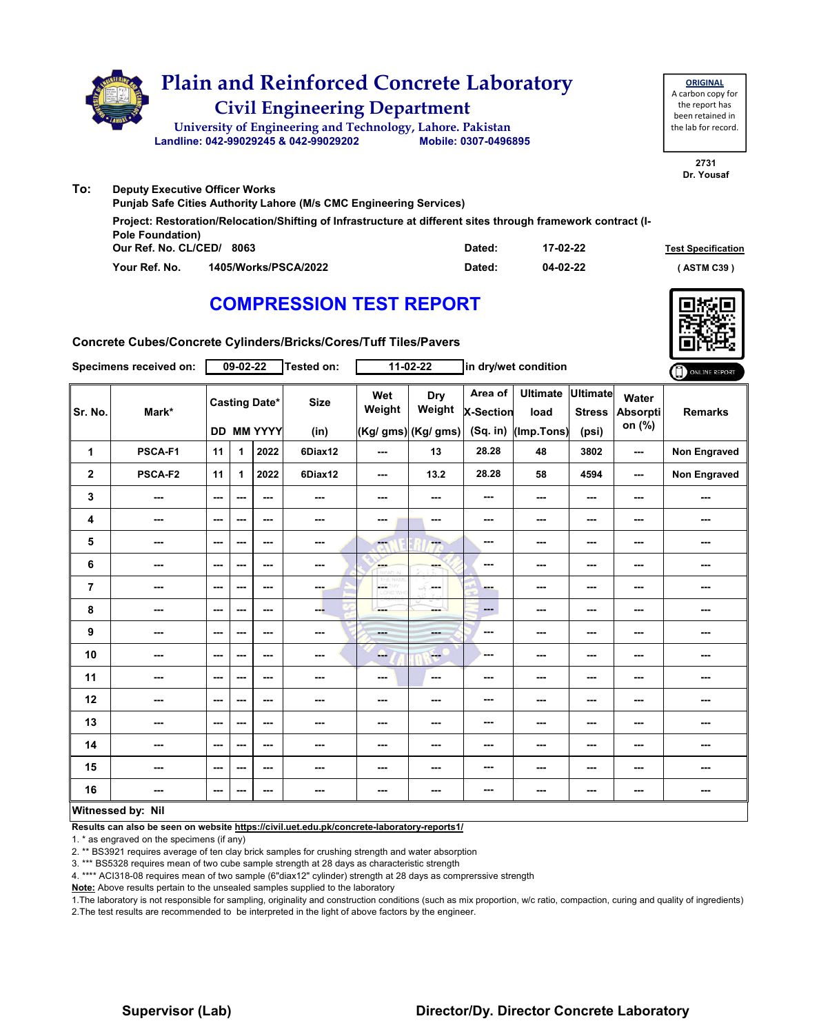# Plain and Reinforced Concrete Laboratory

## Civil Engineering Department

University of Engineering and Technology, Lahore. Pakistan

Landline: 042-99029245 & 042-99029202 Mobile: 0307-0496895

**ORIGINAL**
A carbon copy for the report has been retained in the lab for record.

2731
Dr. Yousaf

**To:** Deputy Executive Officer Works
Punjab Safe Cities Authority Lahore (M/s CMC Engineering Services)

Project: Restoration/Relocation/Shifting of Infrastructure at different sites through framework contract (I-Pole Foundation)

Our Ref. No. CL/CED/ 8063 Dated: 17-02-22

Your Ref. No. 1405/Works/PSCA/2022 Dated: 04-02-22

Test Specification ( ASTM C39 )

# COMPRESSION TEST REPORT

Concrete Cubes/Concrete Cylinders/Bricks/Cores/Tuff Tiles/Pavers

Specimens received on: 09-02-22 Tested on: 11-02-22 in dry/wet condition

ONLINE REPORT

| Sr. No. | Mark* | Casting Date* | | | Size | Wet Weight | Dry Weight | Area of X-Section | Ultimate load | Ultimate Stress | Water Absorption (%) | Remarks |
|---|---|---|---|---|---|---|---|---|---|---|---|---|
| | | DD | MM | YYYY | (in) | (Kg/ gms) | (Kg/ gms) | (Sq. in) | (Imp.Tons) | (psi) | | |
| 1 | PSCA-F1 | 11 | 1 | 2022 | 6Diax12 | --- | 13 | 28.28 | 48 | 3802 | --- | Non Engraved |
| 2 | PSCA-F2 | 11 | 1 | 2022 | 6Diax12 | --- | 13.2 | 28.28 | 58 | 4594 | --- | Non Engraved |
| 3 | --- | --- | --- | --- | --- | --- | --- | --- | --- | --- | --- | --- |
| 4 | --- | --- | --- | --- | --- | --- | --- | --- | --- | --- | --- | --- |
| 5 | --- | --- | --- | --- | --- | --- | --- | --- | --- | --- | --- | --- |
| 6 | --- | --- | --- | --- | --- | --- | --- | --- | --- | --- | --- | --- |
| 7 | --- | --- | --- | --- | --- | --- | --- | --- | --- | --- | --- | --- |
| 8 | --- | --- | --- | --- | --- | --- | --- | --- | --- | --- | --- | --- |
| 9 | --- | --- | --- | --- | --- | --- | --- | --- | --- | --- | --- | --- |
| 10 | --- | --- | --- | --- | --- | --- | --- | --- | --- | --- | --- | --- |
| 11 | --- | --- | --- | --- | --- | --- | --- | --- | --- | --- | --- | --- |
| 12 | --- | --- | --- | --- | --- | --- | --- | --- | --- | --- | --- | --- |
| 13 | --- | --- | --- | --- | --- | --- | --- | --- | --- | --- | --- | --- |
| 14 | --- | --- | --- | --- | --- | --- | --- | --- | --- | --- | --- | --- |
| 15 | --- | --- | --- | --- | --- | --- | --- | --- | --- | --- | --- | --- |
| 16 | --- | --- | --- | --- | --- | --- | --- | --- | --- | --- | --- | --- |

**Witnessed by: Nil**

**Results can also be seen on website https://civil.uet.edu.pk/concrete-laboratory-reports1/**

1. * as engraved on the specimens (if any)
2. ** BS3921 requires average of ten clay brick samples for crushing strength and water absorption
3. *** BS5328 requires mean of two cube sample strength at 28 days as characteristic strength
4. **** ACI318-08 requires mean of two sample (6"diax12" cylinder) strength at 28 days as comprerssive strength

**Note:** Above results pertain to the unsealed samples supplied to the laboratory

1.The laboratory is not responsible for sampling, originality and construction conditions (such as mix proportion, w/c ratio, compaction, curing and quality of ingredients)
2.The test results are recommended to be interpreted in the light of above factors by the engineer.

**Supervisor (Lab)** **Director/Dy. Director Concrete Laboratory**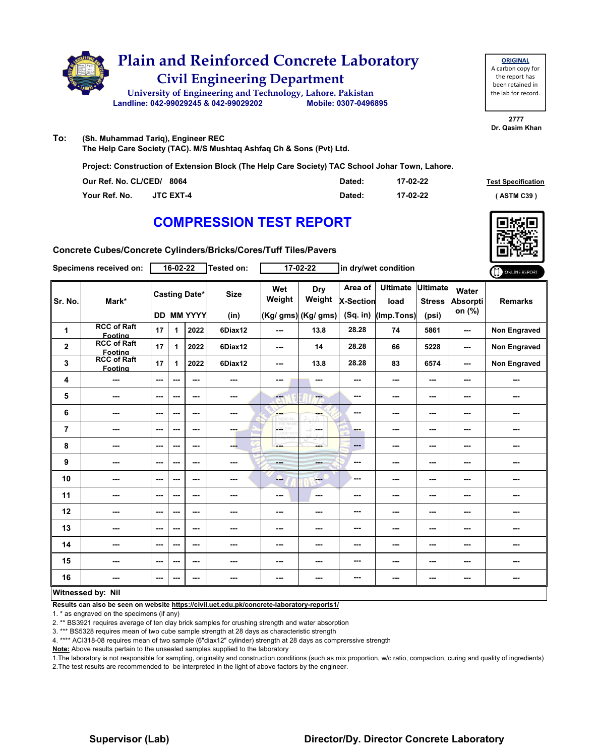# Plain and Reinforced Concrete Laboratory

## Civil Engineering Department

University of Engineering and Technology, Lahore. Pakistan

Landline: 042-99029245 & 042-99029202 Mobile: 0307-0496895

**ORIGINAL**
A carbon copy for the report has been retained in the lab for record.

2777
Dr. Qasim Khan

**To:** (Sh. Muhammad Tariq), Engineer REC
The Help Care Society (TAC). M/S Mushtaq Ashfaq Ch & Sons (Pvt) Ltd.

**Project: Construction of Extension Block (The Help Care Society) TAC School Johar Town, Lahore.**

| | | | |
|---|---|---|---|
| Our Ref. No. CL/CED/ 8064 | Dated: | 17-02-22 | Test Specification |
| Your Ref. No. JTC EXT-4 | Dated: | 17-02-22 | ( ASTM C39 ) |

## COMPRESSION TEST REPORT

**Concrete Cubes/Concrete Cylinders/Bricks/Cores/Tuff Tiles/Pavers**

Specimens received on: 16-02-22 Tested on: 17-02-22 in dry/wet condition

| Sr. No. | Mark* | Casting Date* | | | Size | Wet Weight | Dry Weight | Area of X-Section | Ultimate load | Ultimate Stress | Water Absorption (%) | Remarks |
|---|---|---|---|---|---|---|---|---|---|---|---|---|
| | | DD | MM | YYYY | (in) | (Kg/ gms) | (Kg/ gms) | (Sq. in) | (Imp.Tons) | (psi) | | |
| 1 | RCC of Raft Footing | 17 | 1 | 2022 | 6Diax12 | --- | 13.8 | 28.28 | 74 | 5861 | --- | Non Engraved |
| 2 | RCC of Raft Footing | 17 | 1 | 2022 | 6Diax12 | --- | 14 | 28.28 | 66 | 5228 | --- | Non Engraved |
| 3 | RCC of Raft Footing | 17 | 1 | 2022 | 6Diax12 | --- | 13.8 | 28.28 | 83 | 6574 | --- | Non Engraved |
| 4 | --- | --- | --- | --- | --- | --- | --- | --- | --- | --- | --- | --- |
| 5 | --- | --- | --- | --- | --- | --- | --- | --- | --- | --- | --- | --- |
| 6 | --- | --- | --- | --- | --- | --- | --- | --- | --- | --- | --- | --- |
| 7 | --- | --- | --- | --- | --- | --- | --- | --- | --- | --- | --- | --- |
| 8 | --- | --- | --- | --- | --- | --- | --- | --- | --- | --- | --- | --- |
| 9 | --- | --- | --- | --- | --- | --- | --- | --- | --- | --- | --- | --- |
| 10 | --- | --- | --- | --- | --- | --- | --- | --- | --- | --- | --- | --- |
| 11 | --- | --- | --- | --- | --- | --- | --- | --- | --- | --- | --- | --- |
| 12 | --- | --- | --- | --- | --- | --- | --- | --- | --- | --- | --- | --- |
| 13 | --- | --- | --- | --- | --- | --- | --- | --- | --- | --- | --- | --- |
| 14 | --- | --- | --- | --- | --- | --- | --- | --- | --- | --- | --- | --- |
| 15 | --- | --- | --- | --- | --- | --- | --- | --- | --- | --- | --- | --- |
| 16 | --- | --- | --- | --- | --- | --- | --- | --- | --- | --- | --- | --- |

**Witnessed by: Nil**

**Results can also be seen on website https://civil.uet.edu.pk/concrete-laboratory-reports1/**

1. * as engraved on the specimens (if any)
2. ** BS3921 requires average of ten clay brick samples for crushing strength and water absorption
3. *** BS5328 requires mean of two cube sample strength at 28 days as characteristic strength
4. **** ACI318-08 requires mean of two sample (6"diax12" cylinder) strength at 28 days as comprerssive strength

**Note:** Above results pertain to the unsealed samples supplied to the laboratory

1. The laboratory is not responsible for sampling, originality and construction conditions (such as mix proportion, w/c ratio, compaction, curing and quality of ingredients)
2. The test results are recommended to be interpreted in the light of above factors by the engineer.

**Supervisor (Lab)** **Director/Dy. Director Concrete Laboratory**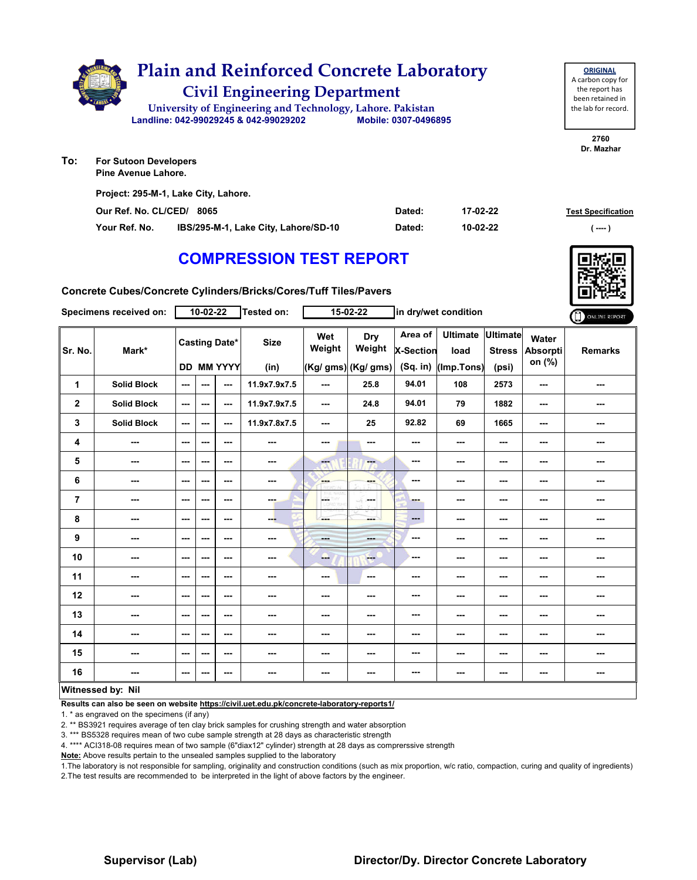# Plain and Reinforced Concrete Laboratory

## Civil Engineering Department

University of Engineering and Technology, Lahore. Pakistan

Landline: 042-99029245 & 042-99029202 Mobile: 0307-0496895

**ORIGINAL**
A carbon copy for the report has been retained in the lab for record.

2760
Dr. Mazhar

**To:** For Sutoon Developers
Pine Avenue Lahore.

Project: 295-M-1, Lake City, Lahore.

| | | | |
|---|---|---|---|
| Our Ref. No. CL/CED/ 8065 | Dated: | 17-02-22 | Test Specification |
| Your Ref. No. IBS/295-M-1, Lake City, Lahore/SD-10 | Dated: | 10-02-22 | ( ---- ) |

# COMPRESSION TEST REPORT

Concrete Cubes/Concrete Cylinders/Bricks/Cores/Tuff Tiles/Pavers

Specimens received on: 10-02-22 Tested on: 15-02-22 in dry/wet condition

| Sr. No. | Mark* | Casting Date* | | | Size | Wet Weight | Dry Weight | Area of X-Section | Ultimate load | Ultimate Stress | Water Absorption (%) | Remarks |
|---|---|---|---|---|---|---|---|---|---|---|---|---|
| | | DD | MM | YYYY | (in) | (Kg/ gms) | (Kg/ gms) | (Sq. in) | (Imp.Tons) | (psi) | | |
| 1 | Solid Block | --- | --- | --- | 11.9x7.9x7.5 | --- | 25.8 | 94.01 | 108 | 2573 | --- | --- |
| 2 | Solid Block | --- | --- | --- | 11.9x7.9x7.5 | --- | 24.8 | 94.01 | 79 | 1882 | --- | --- |
| 3 | Solid Block | --- | --- | --- | 11.9x7.8x7.5 | --- | 25 | 92.82 | 69 | 1665 | --- | --- |
| 4 | --- | --- | --- | --- | --- | --- | --- | --- | --- | --- | --- | --- |
| 5 | --- | --- | --- | --- | --- | --- | --- | --- | --- | --- | --- | --- |
| 6 | --- | --- | --- | --- | --- | --- | --- | --- | --- | --- | --- | --- |
| 7 | --- | --- | --- | --- | --- | --- | --- | --- | --- | --- | --- | --- |
| 8 | --- | --- | --- | --- | --- | --- | --- | --- | --- | --- | --- | --- |
| 9 | --- | --- | --- | --- | --- | --- | --- | --- | --- | --- | --- | --- |
| 10 | --- | --- | --- | --- | --- | --- | --- | --- | --- | --- | --- | --- |
| 11 | --- | --- | --- | --- | --- | --- | --- | --- | --- | --- | --- | --- |
| 12 | --- | --- | --- | --- | --- | --- | --- | --- | --- | --- | --- | --- |
| 13 | --- | --- | --- | --- | --- | --- | --- | --- | --- | --- | --- | --- |
| 14 | --- | --- | --- | --- | --- | --- | --- | --- | --- | --- | --- | --- |
| 15 | --- | --- | --- | --- | --- | --- | --- | --- | --- | --- | --- | --- |
| 16 | --- | --- | --- | --- | --- | --- | --- | --- | --- | --- | --- | --- |

**Witnessed by: Nil**

**Results can also be seen on website https://civil.uet.edu.pk/concrete-laboratory-reports1/**

1. * as engraved on the specimens (if any)
2. ** BS3921 requires average of ten clay brick samples for crushing strength and water absorption
3. *** BS5328 requires mean of two cube sample strength at 28 days as characteristic strength
4. **** ACI318-08 requires mean of two sample (6"diax12" cylinder) strength at 28 days as comprerssive strength

**Note:** Above results pertain to the unsealed samples supplied to the laboratory

1.The laboratory is not responsible for sampling, originality and construction conditions (such as mix proportion, w/c ratio, compaction, curing and quality of ingredients)
2.The test results are recommended to be interpreted in the light of above factors by the engineer.

**Supervisor (Lab)** **Director/Dy. Director Concrete Laboratory**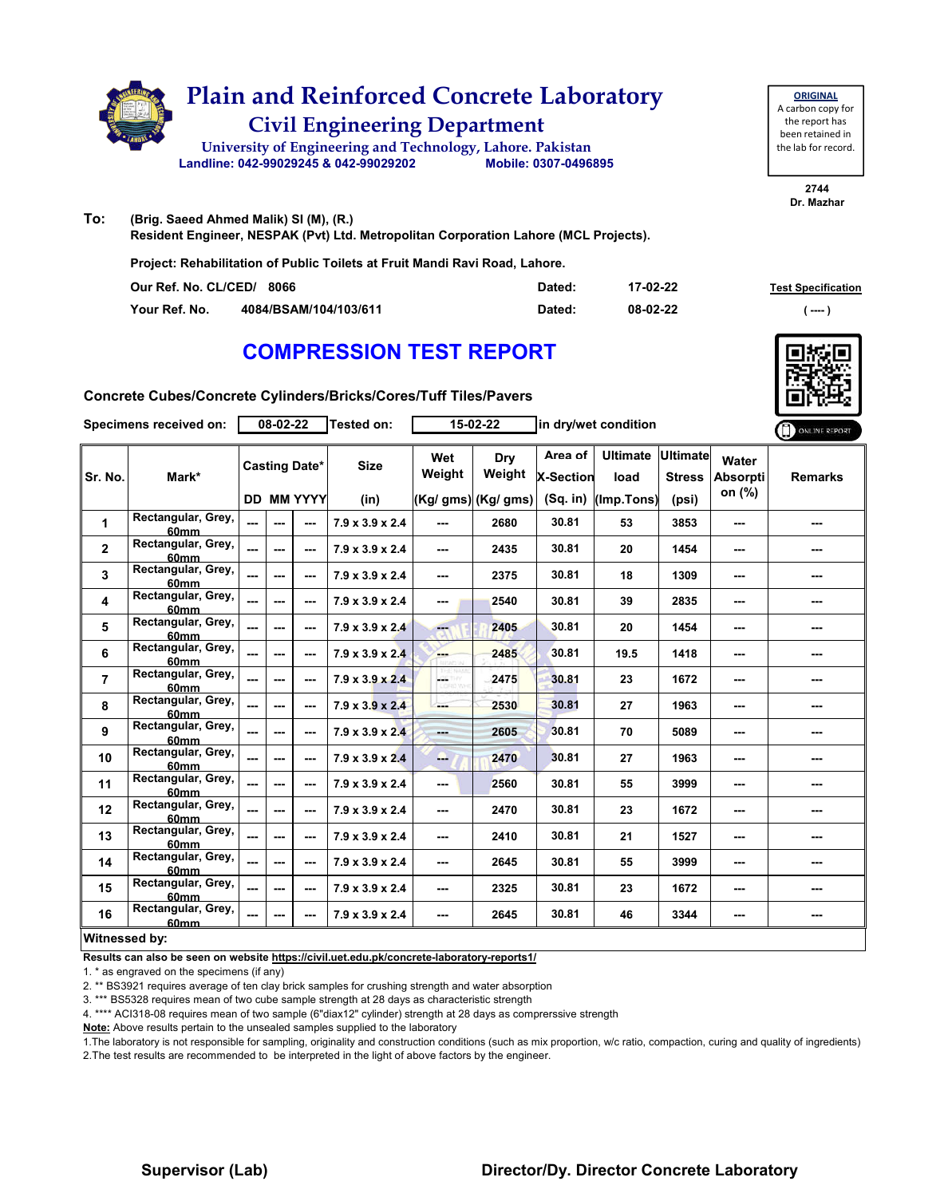# Plain and Reinforced Concrete Laboratory

## Civil Engineering Department

University of Engineering and Technology, Lahore. Pakistan

Landline: 042-99029245 & 042-99029202 Mobile: 0307-0496895

**ORIGINAL**
A carbon copy for the report has been retained in the lab for record.

**2744**
**Dr. Mazhar**

**To:** (Brig. Saeed Ahmed Malik) SI (M), (R.)
Resident Engineer, NESPAK (Pvt) Ltd. Metropolitan Corporation Lahore (MCL Projects).

**Project: Rehabilitation of Public Toilets at Fruit Mandi Ravi Road, Lahore.**

**Our Ref. No. CL/CED/ 8066** **Dated: 17-02-22** **Test Specification**

**Your Ref. No. 4084/BSAM/104/103/611** **Dated: 08-02-22** **( ---- )**

# COMPRESSION TEST REPORT

**Concrete Cubes/Concrete Cylinders/Bricks/Cores/Tuff Tiles/Pavers**

**Specimens received on:** 08-02-22 **Tested on:** 15-02-22 **in dry/wet condition**

| Sr. No. | Mark* | Casting Date* | | | Size | Wet Weight | Dry Weight | Area of X-Section | Ultimate load | Ultimate Stress | Water Absorption (%) | Remarks |
|---|---|---|---|---|---|---|---|---|---|---|---|---|
| | | DD | MM | YYYY | (in) | (Kg/ gms) | (Kg/ gms) | (Sq. in) | (Imp.Tons) | (psi) | | |
| 1 | Rectangular, Grey, 60mm | --- | --- | --- | 7.9 x 3.9 x 2.4 | --- | 2680 | 30.81 | 53 | 3853 | --- | --- |
| 2 | Rectangular, Grey, 60mm | --- | --- | --- | 7.9 x 3.9 x 2.4 | --- | 2435 | 30.81 | 20 | 1454 | --- | --- |
| 3 | Rectangular, Grey, 60mm | --- | --- | --- | 7.9 x 3.9 x 2.4 | --- | 2375 | 30.81 | 18 | 1309 | --- | --- |
| 4 | Rectangular, Grey, 60mm | --- | --- | --- | 7.9 x 3.9 x 2.4 | --- | 2540 | 30.81 | 39 | 2835 | --- | --- |
| 5 | Rectangular, Grey, 60mm | --- | --- | --- | 7.9 x 3.9 x 2.4 | --- | 2405 | 30.81 | 20 | 1454 | --- | --- |
| 6 | Rectangular, Grey, 60mm | --- | --- | --- | 7.9 x 3.9 x 2.4 | --- | 2485 | 30.81 | 19.5 | 1418 | --- | --- |
| 7 | Rectangular, Grey, 60mm | --- | --- | --- | 7.9 x 3.9 x 2.4 | --- | 2475 | 30.81 | 23 | 1672 | --- | --- |
| 8 | Rectangular, Grey, 60mm | --- | --- | --- | 7.9 x 3.9 x 2.4 | --- | 2530 | 30.81 | 27 | 1963 | --- | --- |
| 9 | Rectangular, Grey, 60mm | --- | --- | --- | 7.9 x 3.9 x 2.4 | --- | 2605 | 30.81 | 70 | 5089 | --- | --- |
| 10 | Rectangular, Grey, 60mm | --- | --- | --- | 7.9 x 3.9 x 2.4 | --- | 2470 | 30.81 | 27 | 1963 | --- | --- |
| 11 | Rectangular, Grey, 60mm | --- | --- | --- | 7.9 x 3.9 x 2.4 | --- | 2560 | 30.81 | 55 | 3999 | --- | --- |
| 12 | Rectangular, Grey, 60mm | --- | --- | --- | 7.9 x 3.9 x 2.4 | --- | 2470 | 30.81 | 23 | 1672 | --- | --- |
| 13 | Rectangular, Grey, 60mm | --- | --- | --- | 7.9 x 3.9 x 2.4 | --- | 2410 | 30.81 | 21 | 1527 | --- | --- |
| 14 | Rectangular, Grey, 60mm | --- | --- | --- | 7.9 x 3.9 x 2.4 | --- | 2645 | 30.81 | 55 | 3999 | --- | --- |
| 15 | Rectangular, Grey, 60mm | --- | --- | --- | 7.9 x 3.9 x 2.4 | --- | 2325 | 30.81 | 23 | 1672 | --- | --- |
| 16 | Rectangular, Grey, 60mm | --- | --- | --- | 7.9 x 3.9 x 2.4 | --- | 2645 | 30.81 | 46 | 3344 | --- | --- |

**Witnessed by:**

**Results can also be seen on website https://civil.uet.edu.pk/concrete-laboratory-reports1/**

1. * as engraved on the specimens (if any)
2. ** BS3921 requires average of ten clay brick samples for crushing strength and water absorption
3. *** BS5328 requires mean of two cube sample strength at 28 days as characteristic strength
4. **** ACI318-08 requires mean of two sample (6"diax12" cylinder) strength at 28 days as comprerssive strength

**Note:** Above results pertain to the unsealed samples supplied to the laboratory

1.The laboratory is not responsible for sampling, originality and construction conditions (such as mix proportion, w/c ratio, compaction, curing and quality of ingredients)
2.The test results are recommended to be interpreted in the light of above factors by the engineer.

**Supervisor (Lab)** **Director/Dy. Director Concrete Laboratory**